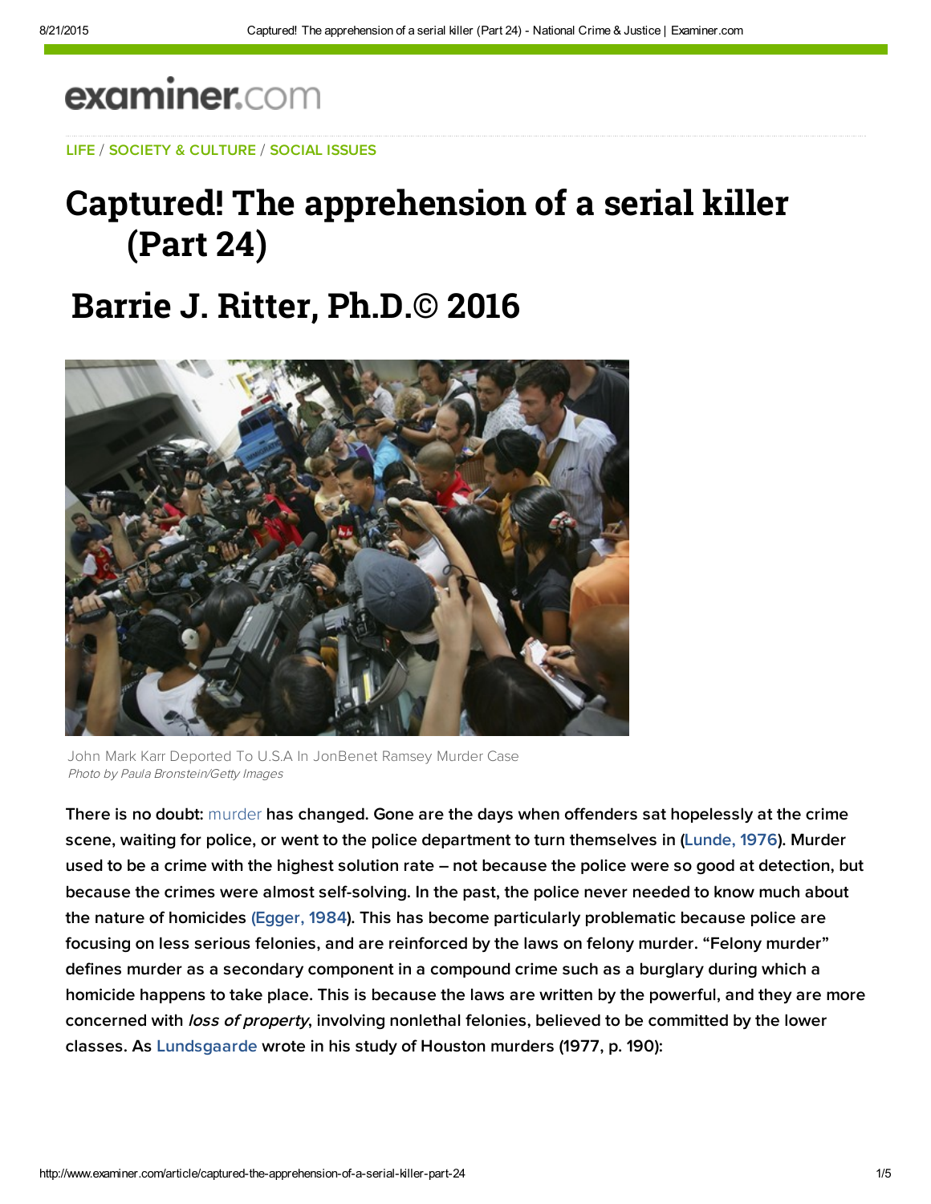LIFE / SOCIETY & CULTURE / SOCIAL ISSUES

# Captured! The apprehension of a serial killer (Part 24)

# Barrie J. Ritter, Ph.D.© 2016

John Mark Karr Deported To U.S.A In JonBenet Ramsey Murder Case
*Photo by Paula Bronstein/Getty Images*

**There is no doubt: murder has changed. Gone are the days when offenders sat hopelessly at the crime scene, waiting for police, or went to the police department to turn themselves in (Lunde, 1976). Murder used to be a crime with the highest solution rate – not because the police were so good at detection, but because the crimes were almost self-solving. In the past, the police never needed to know much about the nature of homicides (Egger, 1984). This has become particularly problematic because police are focusing on less serious felonies, and are reinforced by the laws on felony murder. "Felony murder" defines murder as a secondary component in a compound crime such as a burglary during which a homicide happens to take place. This is because the laws are written by the powerful, and they are more concerned with *loss of property*, involving nonlethal felonies, believed to be committed by the lower classes. As Lundsgaarde wrote in his study of Houston murders (1977, p. 190):**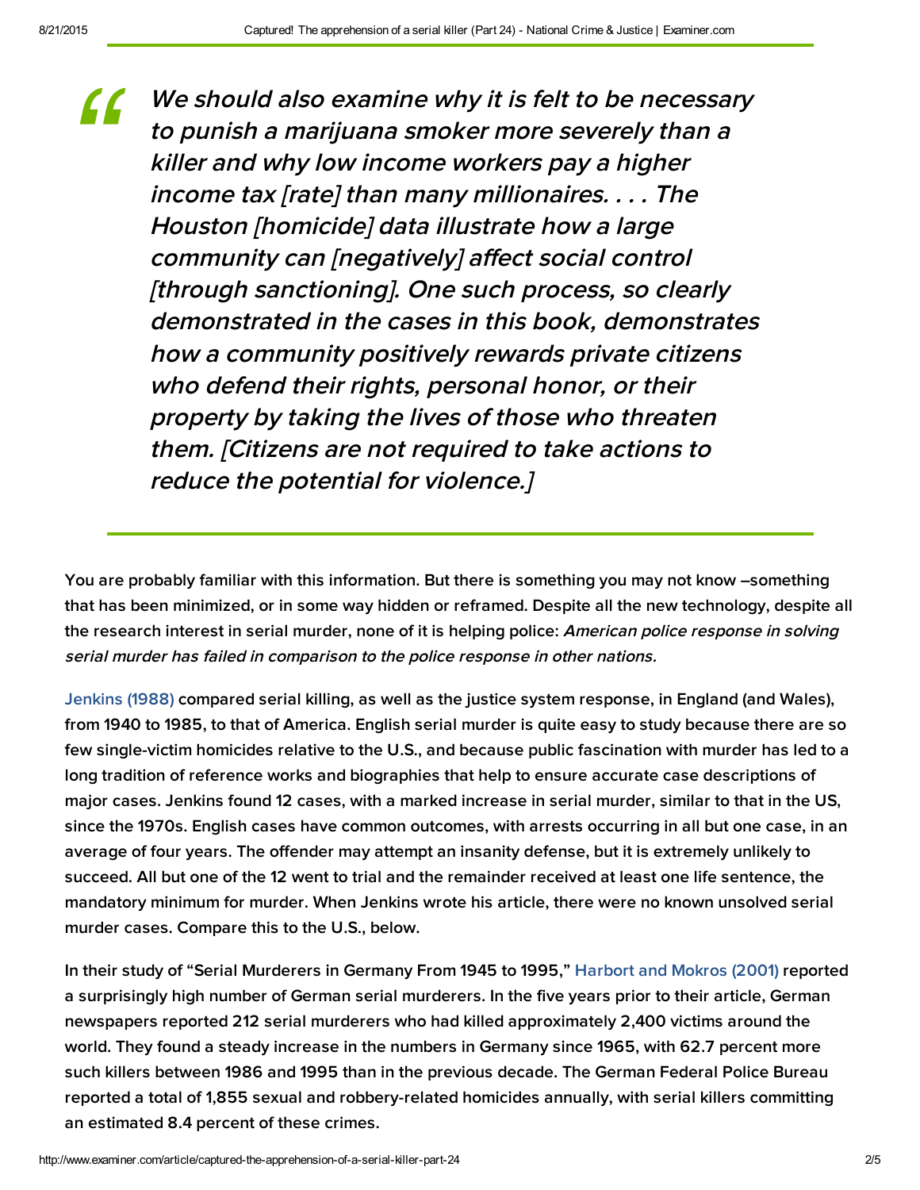> *We should also examine why it is felt to be necessary to punish a marijuana smoker more severely than a killer and why low income workers pay a higher income tax [rate] than many millionaires. . . . The Houston [homicide] data illustrate how a large community can [negatively] affect social control [through sanctioning]. One such process, so clearly demonstrated in the cases in this book, demonstrates how a community positively rewards private citizens who defend their rights, personal honor, or their property by taking the lives of those who threaten them. [Citizens are not required to take actions to reduce the potential for violence.]*

You are probably familiar with this information. But there is something you may not know –something that has been minimized, or in some way hidden or reframed. Despite all the new technology, despite all the research interest in serial murder, none of it is helping police: *American police response in solving serial murder has failed in comparison to the police response in other nations.*

Jenkins (1988) compared serial killing, as well as the justice system response, in England (and Wales), from 1940 to 1985, to that of America. English serial murder is quite easy to study because there are so few single-victim homicides relative to the U.S., and because public fascination with murder has led to a long tradition of reference works and biographies that help to ensure accurate case descriptions of major cases. Jenkins found 12 cases, with a marked increase in serial murder, similar to that in the US, since the 1970s. English cases have common outcomes, with arrests occurring in all but one case, in an average of four years. The offender may attempt an insanity defense, but it is extremely unlikely to succeed. All but one of the 12 went to trial and the remainder received at least one life sentence, the mandatory minimum for murder. When Jenkins wrote his article, there were no known unsolved serial murder cases. Compare this to the U.S., below.

In their study of "Serial Murderers in Germany From 1945 to 1995," Harbort and Mokros (2001) reported a surprisingly high number of German serial murderers. In the five years prior to their article, German newspapers reported 212 serial murderers who had killed approximately 2,400 victims around the world. They found a steady increase in the numbers in Germany since 1965, with 62.7 percent more such killers between 1986 and 1995 than in the previous decade. The German Federal Police Bureau reported a total of 1,855 sexual and robbery-related homicides annually, with serial killers committing an estimated 8.4 percent of these crimes.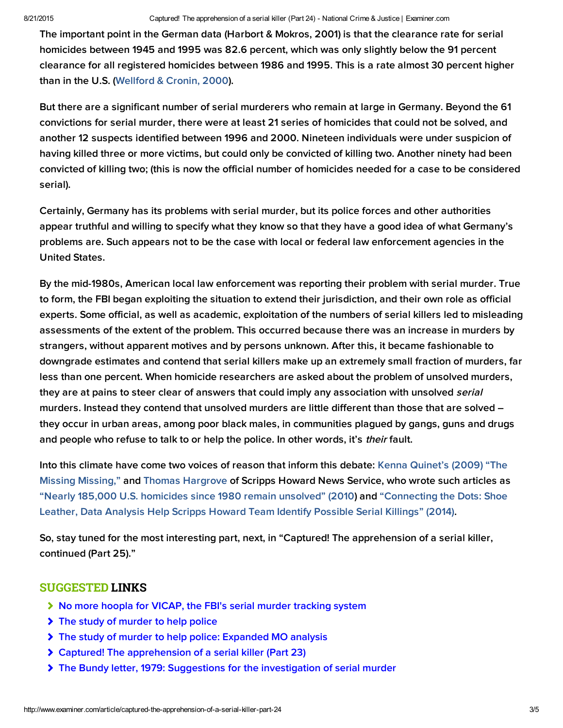The important point in the German data (Harbort & Mokros, 2001) is that the clearance rate for serial homicides between 1945 and 1995 was 82.6 percent, which was only slightly below the 91 percent clearance for all registered homicides between 1986 and 1995. This is a rate almost 30 percent higher than in the U.S. (Wellford & Cronin, 2000).

But there are a significant number of serial murderers who remain at large in Germany. Beyond the 61 convictions for serial murder, there were at least 21 series of homicides that could not be solved, and another 12 suspects identified between 1996 and 2000. Nineteen individuals were under suspicion of having killed three or more victims, but could only be convicted of killing two. Another ninety had been convicted of killing two; (this is now the official number of homicides needed for a case to be considered serial).

Certainly, Germany has its problems with serial murder, but its police forces and other authorities appear truthful and willing to specify what they know so that they have a good idea of what Germany's problems are. Such appears not to be the case with local or federal law enforcement agencies in the United States.

By the mid-1980s, American local law enforcement was reporting their problem with serial murder. True to form, the FBI began exploiting the situation to extend their jurisdiction, and their own role as official experts. Some official, as well as academic, exploitation of the numbers of serial killers led to misleading assessments of the extent of the problem. This occurred because there was an increase in murders by strangers, without apparent motives and by persons unknown. After this, it became fashionable to downgrade estimates and contend that serial killers make up an extremely small fraction of murders, far less than one percent. When homicide researchers are asked about the problem of unsolved murders, they are at pains to steer clear of answers that could imply any association with unsolved *serial* murders. Instead they contend that unsolved murders are little different than those that are solved – they occur in urban areas, among poor black males, in communities plagued by gangs, guns and drugs and people who refuse to talk to or help the police. In other words, it's *their* fault.

Into this climate have come two voices of reason that inform this debate: Kenna Quinet's (2009) "The Missing Missing," and Thomas Hargrove of Scripps Howard News Service, who wrote such articles as "Nearly 185,000 U.S. homicides since 1980 remain unsolved" (2010) and "Connecting the Dots: Shoe Leather, Data Analysis Help Scripps Howard Team Identify Possible Serial Killings" (2014).

So, stay tuned for the most interesting part, next, in "Captured! The apprehension of a serial killer, continued (Part 25)."

## SUGGESTED LINKS

- No more hoopla for VICAP, the FBI's serial murder tracking system
- The study of murder to help police
- The study of murder to help police: Expanded MO analysis
- Captured! The apprehension of a serial killer (Part 23)
- The Bundy letter, 1979: Suggestions for the investigation of serial murder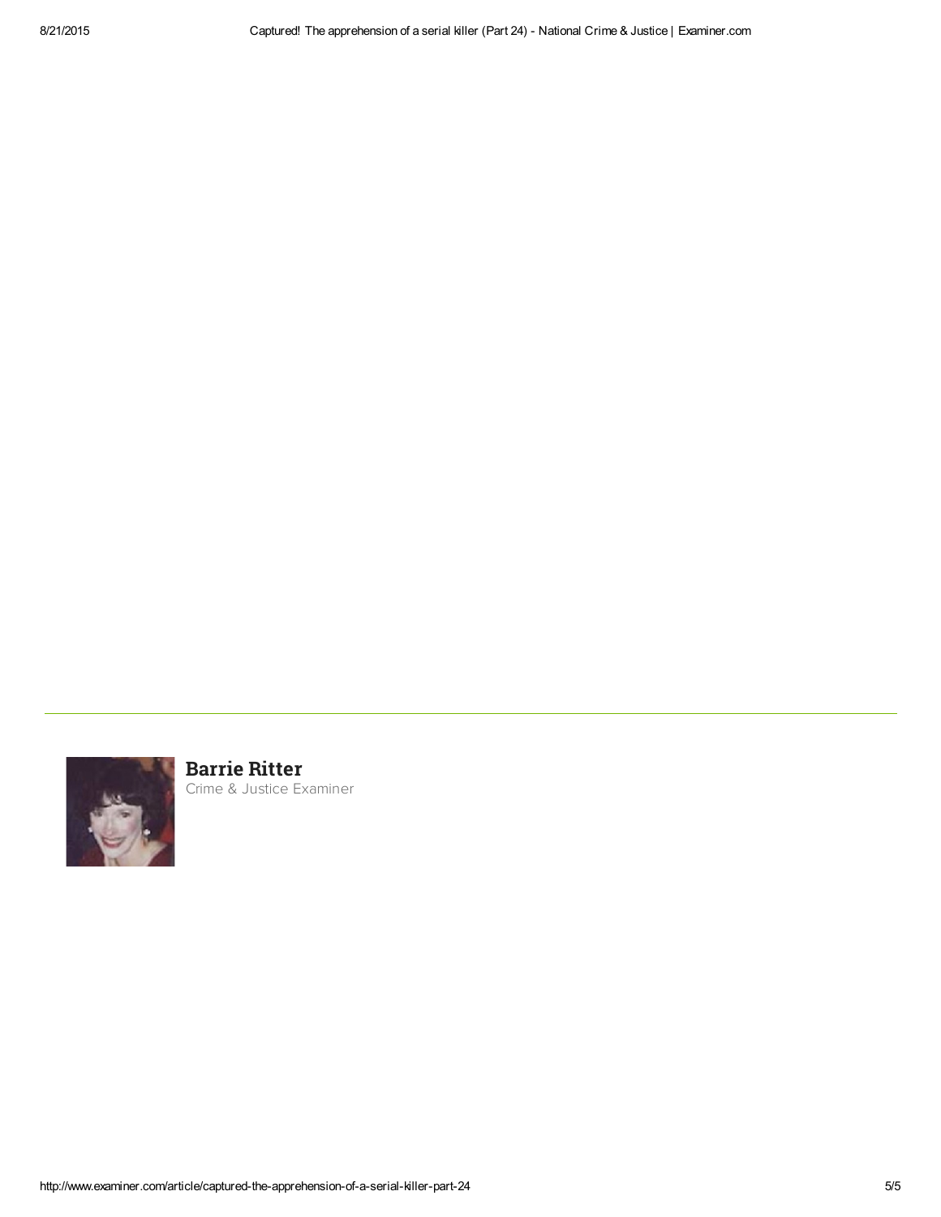**Barrie Ritter**
Crime & Justice Examiner